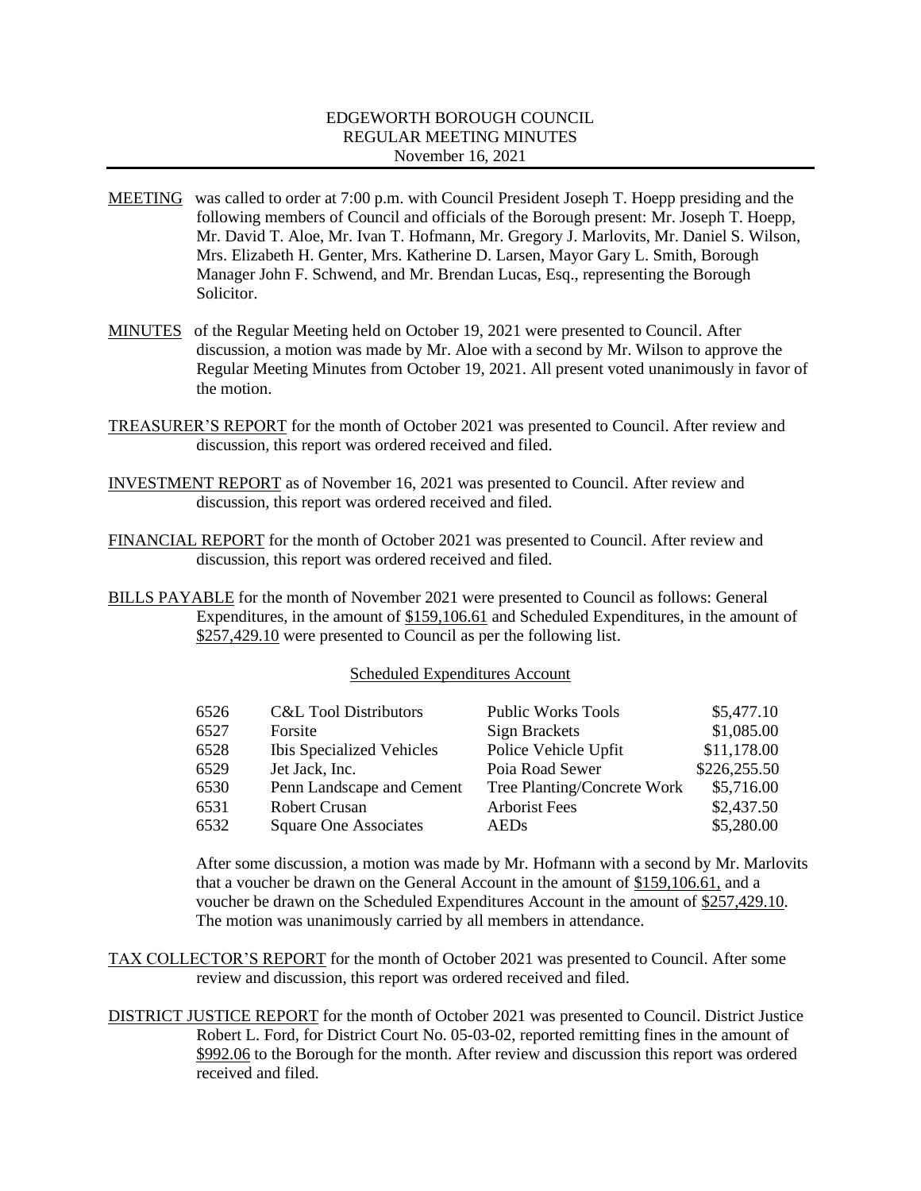# EDGEWORTH BOROUGH COUNCIL
## REGULAR MEETING MINUTES
### November 16, 2021

MEETING was called to order at 7:00 p.m. with Council President Joseph T. Hoepp presiding and the following members of Council and officials of the Borough present: Mr. Joseph T. Hoepp, Mr. David T. Aloe, Mr. Ivan T. Hofmann, Mr. Gregory J. Marlovits, Mr. Daniel S. Wilson, Mrs. Elizabeth H. Genter, Mrs. Katherine D. Larsen, Mayor Gary L. Smith, Borough Manager John F. Schwend, and Mr. Brendan Lucas, Esq., representing the Borough Solicitor.

MINUTES of the Regular Meeting held on October 19, 2021 were presented to Council. After discussion, a motion was made by Mr. Aloe with a second by Mr. Wilson to approve the Regular Meeting Minutes from October 19, 2021. All present voted unanimously in favor of the motion.

TREASURER'S REPORT for the month of October 2021 was presented to Council. After review and discussion, this report was ordered received and filed.

INVESTMENT REPORT as of November 16, 2021 was presented to Council. After review and discussion, this report was ordered received and filed.

FINANCIAL REPORT for the month of October 2021 was presented to Council. After review and discussion, this report was ordered received and filed.

BILLS PAYABLE for the month of November 2021 were presented to Council as follows: General Expenditures, in the amount of $159,106.61 and Scheduled Expenditures, in the amount of $257,429.10 were presented to Council as per the following list.

Scheduled Expenditures Account

| | | | |
|---|---|---|---|
| 6526 | C&L Tool Distributors | Public Works Tools | $5,477.10 |
| 6527 | Forsite | Sign Brackets | $1,085.00 |
| 6528 | Ibis Specialized Vehicles | Police Vehicle Upfit | $11,178.00 |
| 6529 | Jet Jack, Inc. | Poia Road Sewer | $226,255.50 |
| 6530 | Penn Landscape and Cement | Tree Planting/Concrete Work | $5,716.00 |
| 6531 | Robert Crusan | Arborist Fees | $2,437.50 |
| 6532 | Square One Associates | AEDs | $5,280.00 |

After some discussion, a motion was made by Mr. Hofmann with a second by Mr. Marlovits that a voucher be drawn on the General Account in the amount of $159,106.61, and a voucher be drawn on the Scheduled Expenditures Account in the amount of $257,429.10. The motion was unanimously carried by all members in attendance.

TAX COLLECTOR'S REPORT for the month of October 2021 was presented to Council. After some review and discussion, this report was ordered received and filed.

DISTRICT JUSTICE REPORT for the month of October 2021 was presented to Council. District Justice Robert L. Ford, for District Court No. 05-03-02, reported remitting fines in the amount of $992.06 to the Borough for the month. After review and discussion this report was ordered received and filed.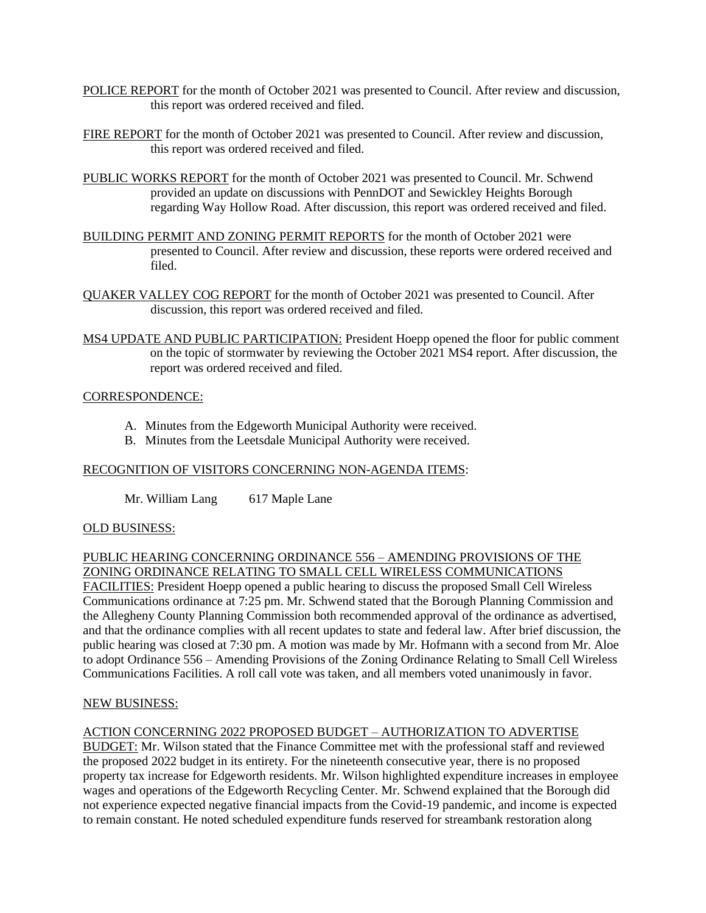POLICE REPORT for the month of October 2021 was presented to Council. After review and discussion, this report was ordered received and filed.

FIRE REPORT for the month of October 2021 was presented to Council. After review and discussion, this report was ordered received and filed.

PUBLIC WORKS REPORT for the month of October 2021 was presented to Council. Mr. Schwend provided an update on discussions with PennDOT and Sewickley Heights Borough regarding Way Hollow Road. After discussion, this report was ordered received and filed.

BUILDING PERMIT AND ZONING PERMIT REPORTS for the month of October 2021 were presented to Council. After review and discussion, these reports were ordered received and filed.

QUAKER VALLEY COG REPORT for the month of October 2021 was presented to Council. After discussion, this report was ordered received and filed.

MS4 UPDATE AND PUBLIC PARTICIPATION: President Hoepp opened the floor for public comment on the topic of stormwater by reviewing the October 2021 MS4 report. After discussion, the report was ordered received and filed.

CORRESPONDENCE:

A. Minutes from the Edgeworth Municipal Authority were received.
B. Minutes from the Leetsdale Municipal Authority were received.

RECOGNITION OF VISITORS CONCERNING NON-AGENDA ITEMS:

Mr. William Lang 617 Maple Lane

OLD BUSINESS:

PUBLIC HEARING CONCERNING ORDINANCE 556 – AMENDING PROVISIONS OF THE ZONING ORDINANCE RELATING TO SMALL CELL WIRELESS COMMUNICATIONS FACILITIES: President Hoepp opened a public hearing to discuss the proposed Small Cell Wireless Communications ordinance at 7:25 pm. Mr. Schwend stated that the Borough Planning Commission and the Allegheny County Planning Commission both recommended approval of the ordinance as advertised, and that the ordinance complies with all recent updates to state and federal law. After brief discussion, the public hearing was closed at 7:30 pm. A motion was made by Mr. Hofmann with a second from Mr. Aloe to adopt Ordinance 556 – Amending Provisions of the Zoning Ordinance Relating to Small Cell Wireless Communications Facilities. A roll call vote was taken, and all members voted unanimously in favor.

NEW BUSINESS:

ACTION CONCERNING 2022 PROPOSED BUDGET – AUTHORIZATION TO ADVERTISE BUDGET: Mr. Wilson stated that the Finance Committee met with the professional staff and reviewed the proposed 2022 budget in its entirety. For the nineteenth consecutive year, there is no proposed property tax increase for Edgeworth residents. Mr. Wilson highlighted expenditure increases in employee wages and operations of the Edgeworth Recycling Center. Mr. Schwend explained that the Borough did not experience expected negative financial impacts from the Covid-19 pandemic, and income is expected to remain constant. He noted scheduled expenditure funds reserved for streambank restoration along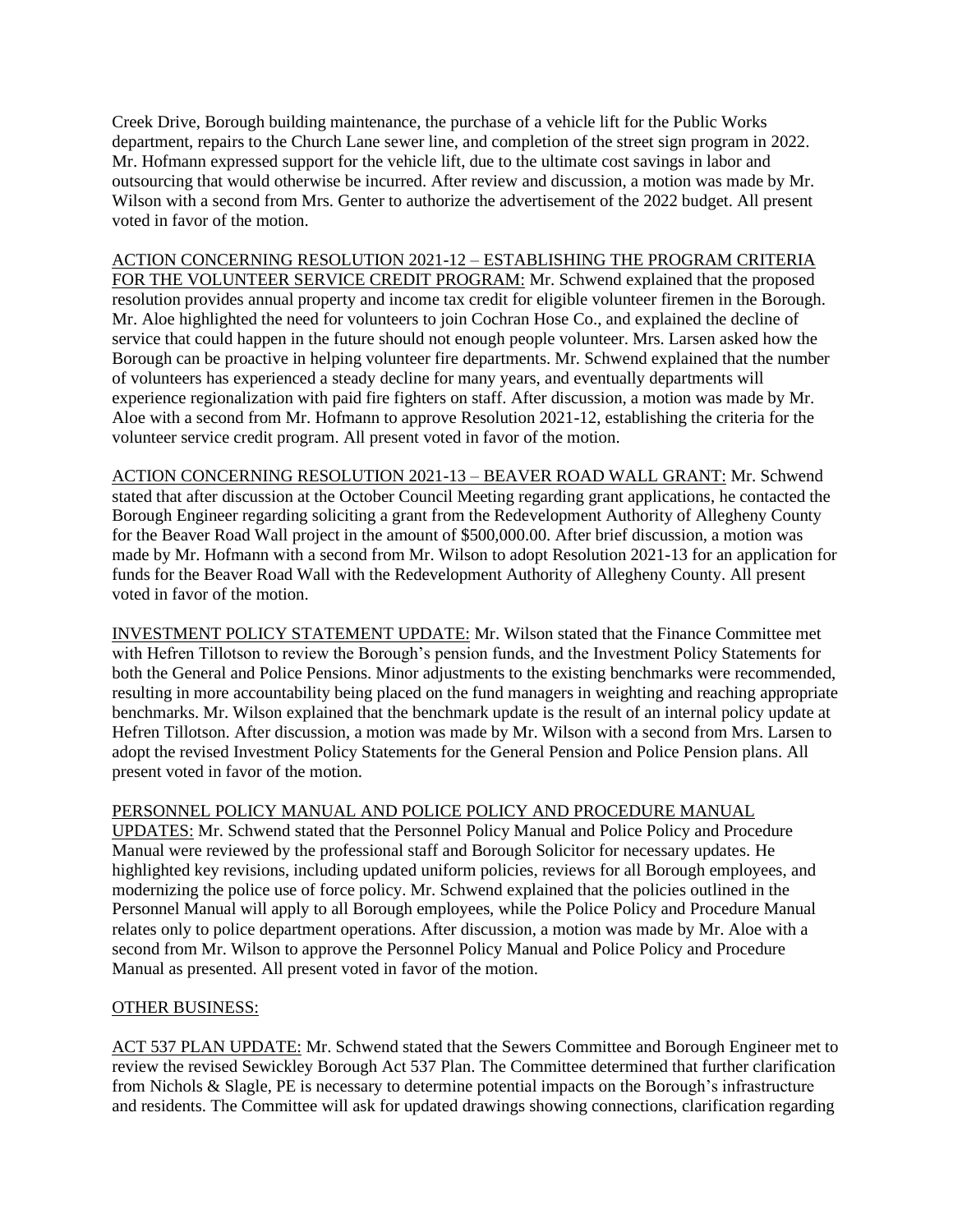Creek Drive, Borough building maintenance, the purchase of a vehicle lift for the Public Works department, repairs to the Church Lane sewer line, and completion of the street sign program in 2022. Mr. Hofmann expressed support for the vehicle lift, due to the ultimate cost savings in labor and outsourcing that would otherwise be incurred. After review and discussion, a motion was made by Mr. Wilson with a second from Mrs. Genter to authorize the advertisement of the 2022 budget. All present voted in favor of the motion.

ACTION CONCERNING RESOLUTION 2021-12 – ESTABLISHING THE PROGRAM CRITERIA FOR THE VOLUNTEER SERVICE CREDIT PROGRAM: Mr. Schwend explained that the proposed resolution provides annual property and income tax credit for eligible volunteer firemen in the Borough. Mr. Aloe highlighted the need for volunteers to join Cochran Hose Co., and explained the decline of service that could happen in the future should not enough people volunteer. Mrs. Larsen asked how the Borough can be proactive in helping volunteer fire departments. Mr. Schwend explained that the number of volunteers has experienced a steady decline for many years, and eventually departments will experience regionalization with paid fire fighters on staff. After discussion, a motion was made by Mr. Aloe with a second from Mr. Hofmann to approve Resolution 2021-12, establishing the criteria for the volunteer service credit program. All present voted in favor of the motion.

ACTION CONCERNING RESOLUTION 2021-13 – BEAVER ROAD WALL GRANT: Mr. Schwend stated that after discussion at the October Council Meeting regarding grant applications, he contacted the Borough Engineer regarding soliciting a grant from the Redevelopment Authority of Allegheny County for the Beaver Road Wall project in the amount of $500,000.00. After brief discussion, a motion was made by Mr. Hofmann with a second from Mr. Wilson to adopt Resolution 2021-13 for an application for funds for the Beaver Road Wall with the Redevelopment Authority of Allegheny County. All present voted in favor of the motion.

INVESTMENT POLICY STATEMENT UPDATE: Mr. Wilson stated that the Finance Committee met with Hefren Tillotson to review the Borough's pension funds, and the Investment Policy Statements for both the General and Police Pensions. Minor adjustments to the existing benchmarks were recommended, resulting in more accountability being placed on the fund managers in weighting and reaching appropriate benchmarks. Mr. Wilson explained that the benchmark update is the result of an internal policy update at Hefren Tillotson. After discussion, a motion was made by Mr. Wilson with a second from Mrs. Larsen to adopt the revised Investment Policy Statements for the General Pension and Police Pension plans. All present voted in favor of the motion.

PERSONNEL POLICY MANUAL AND POLICE POLICY AND PROCEDURE MANUAL UPDATES: Mr. Schwend stated that the Personnel Policy Manual and Police Policy and Procedure Manual were reviewed by the professional staff and Borough Solicitor for necessary updates. He highlighted key revisions, including updated uniform policies, reviews for all Borough employees, and modernizing the police use of force policy. Mr. Schwend explained that the policies outlined in the Personnel Manual will apply to all Borough employees, while the Police Policy and Procedure Manual relates only to police department operations. After discussion, a motion was made by Mr. Aloe with a second from Mr. Wilson to approve the Personnel Policy Manual and Police Policy and Procedure Manual as presented. All present voted in favor of the motion.

OTHER BUSINESS:

ACT 537 PLAN UPDATE: Mr. Schwend stated that the Sewers Committee and Borough Engineer met to review the revised Sewickley Borough Act 537 Plan. The Committee determined that further clarification from Nichols & Slagle, PE is necessary to determine potential impacts on the Borough's infrastructure and residents. The Committee will ask for updated drawings showing connections, clarification regarding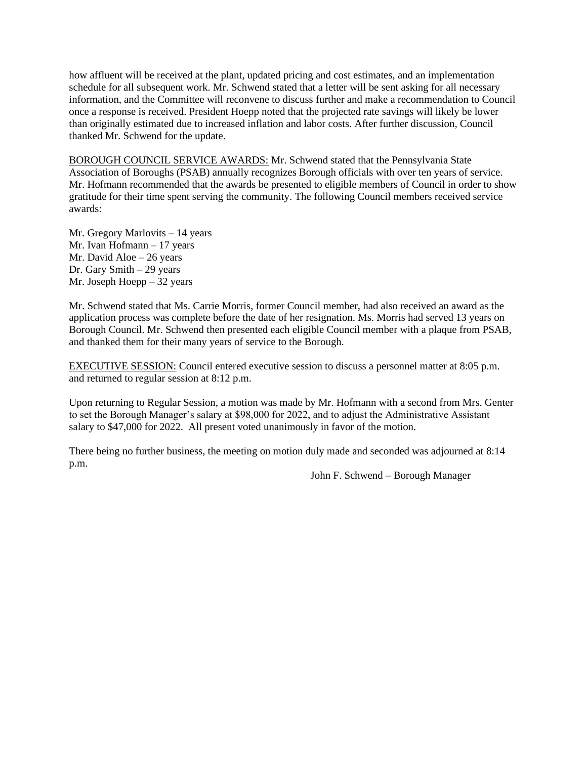how affluent will be received at the plant, updated pricing and cost estimates, and an implementation schedule for all subsequent work. Mr. Schwend stated that a letter will be sent asking for all necessary information, and the Committee will reconvene to discuss further and make a recommendation to Council once a response is received. President Hoepp noted that the projected rate savings will likely be lower than originally estimated due to increased inflation and labor costs. After further discussion, Council thanked Mr. Schwend for the update.

<u>BOROUGH COUNCIL SERVICE AWARDS:</u> Mr. Schwend stated that the Pennsylvania State Association of Boroughs (PSAB) annually recognizes Borough officials with over ten years of service. Mr. Hofmann recommended that the awards be presented to eligible members of Council in order to show gratitude for their time spent serving the community. The following Council members received service awards:

Mr. Gregory Marlovits – 14 years
Mr. Ivan Hofmann – 17 years
Mr. David Aloe – 26 years
Dr. Gary Smith – 29 years
Mr. Joseph Hoepp – 32 years

Mr. Schwend stated that Ms. Carrie Morris, former Council member, had also received an award as the application process was complete before the date of her resignation. Ms. Morris had served 13 years on Borough Council. Mr. Schwend then presented each eligible Council member with a plaque from PSAB, and thanked them for their many years of service to the Borough.

<u>EXECUTIVE SESSION:</u> Council entered executive session to discuss a personnel matter at 8:05 p.m. and returned to regular session at 8:12 p.m.

Upon returning to Regular Session, a motion was made by Mr. Hofmann with a second from Mrs. Genter to set the Borough Manager's salary at $98,000 for 2022, and to adjust the Administrative Assistant salary to $47,000 for 2022. All present voted unanimously in favor of the motion.

There being no further business, the meeting on motion duly made and seconded was adjourned at 8:14 p.m.

John F. Schwend – Borough Manager